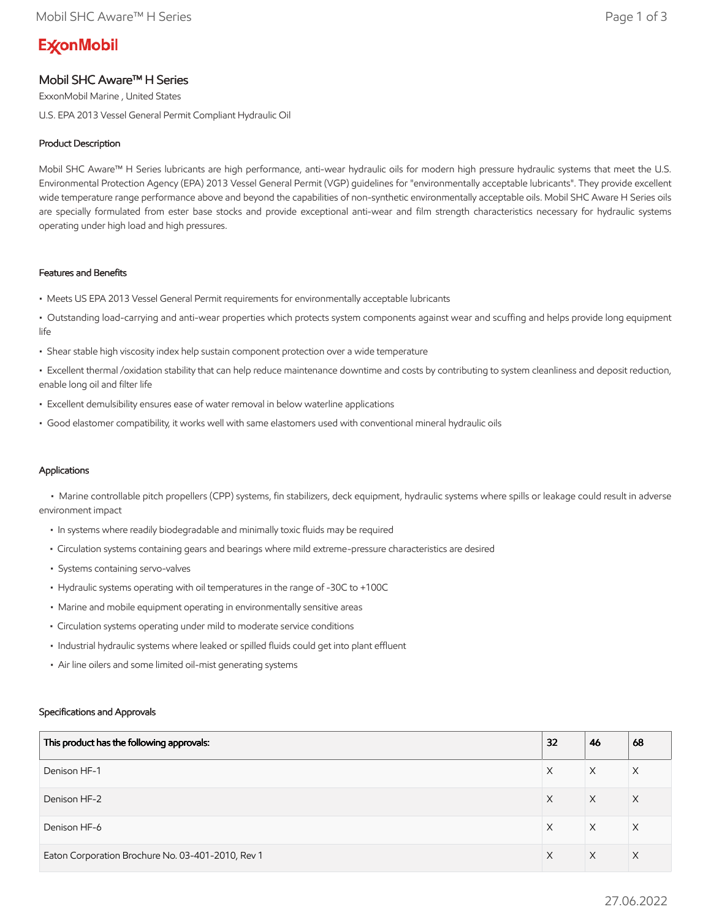**ExxonMobil**

# Mobil SHC Aware™ H Series

ExxonMobil Marine , United States

U.S. EPA 2013 Vessel General Permit Compliant Hydraulic Oil

## Product Description

Mobil SHC Aware™ H Series lubricants are high performance, anti-wear hydraulic oils for modern high pressure hydraulic systems that meet the U.S. Environmental Protection Agency (EPA) 2013 Vessel General Permit (VGP) guidelines for "environmentally acceptable lubricants". They provide excellent wide temperature range performance above and beyond the capabilities of non-synthetic environmentally acceptable oils. Mobil SHC Aware H Series oils are specially formulated from ester base stocks and provide exceptional anti-wear and film strength characteristics necessary for hydraulic systems operating under high load and high pressures.

## Features and Benefits

- Meets US EPA 2013 Vessel General Permit requirements for environmentally acceptable lubricants
- Outstanding load-carrying and anti-wear properties which protects system components against wear and scuffing and helps provide long equipment life
- Shear stable high viscosity index help sustain component protection over a wide temperature
- Excellent thermal /oxidation stability that can help reduce maintenance downtime and costs by contributing to system cleanliness and deposit reduction, enable long oil and filter life
- Excellent demulsibility ensures ease of water removal in below waterline applications
- Good elastomer compatibility, it works well with same elastomers used with conventional mineral hydraulic oils

## Applications

- Marine controllable pitch propellers (CPP) systems, fin stabilizers, deck equipment, hydraulic systems where spills or leakage could result in adverse environment impact
- In systems where readily biodegradable and minimally toxic fluids may be required
- Circulation systems containing gears and bearings where mild extreme-pressure characteristics are desired
- Systems containing servo-valves
- Hydraulic systems operating with oil temperatures in the range of -30C to +100C
- Marine and mobile equipment operating in environmentally sensitive areas
- Circulation systems operating under mild to moderate service conditions
- Industrial hydraulic systems where leaked or spilled fluids could get into plant effluent
- Air line oilers and some limited oil-mist generating systems

## Specifications and Approvals

| This product has the following approvals: | 32 | 46 | 68 |
| --- | --- | --- | --- |
| Denison HF-1 | X | X | X |
| Denison HF-2 | X | X | X |
| Denison HF-6 | X | X | X |
| Eaton Corporation Brochure No. 03-401-2010, Rev 1 | X | X | X |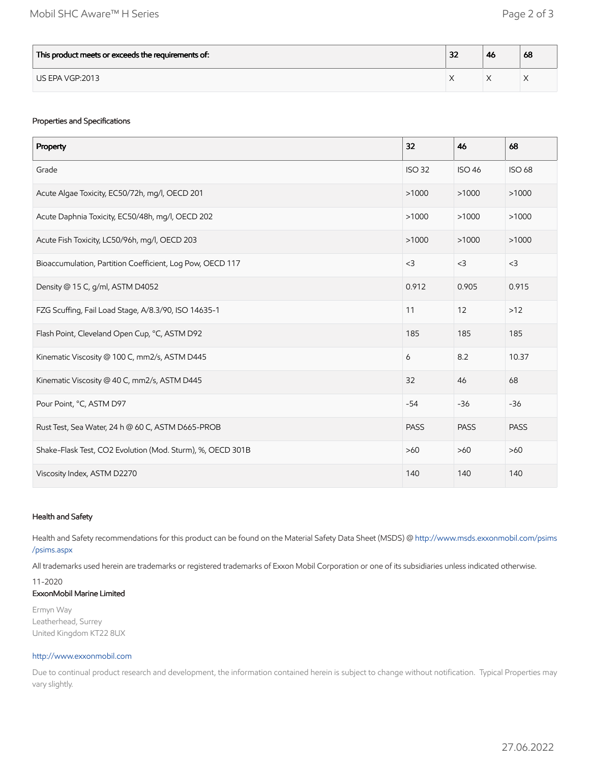| This product meets or exceeds the requirements of: | 32 | 46 | 68 |
| --- | --- | --- | --- |
| US EPA VGP:2013 | X | X | X |

### Properties and Specifications

| Property | 32 | 46 | 68 |
| --- | --- | --- | --- |
| Grade | ISO 32 | ISO 46 | ISO 68 |
| Acute Algae Toxicity, EC50/72h, mg/l, OECD 201 | >1000 | >1000 | >1000 |
| Acute Daphnia Toxicity, EC50/48h, mg/l, OECD 202 | >1000 | >1000 | >1000 |
| Acute Fish Toxicity, LC50/96h, mg/l, OECD 203 | >1000 | >1000 | >1000 |
| Bioaccumulation, Partition Coefficient, Log Pow, OECD 117 | <3 | <3 | <3 |
| Density @ 15 C, g/ml, ASTM D4052 | 0.912 | 0.905 | 0.915 |
| FZG Scuffing, Fail Load Stage, A/8.3/90, ISO 14635-1 | 11 | 12 | >12 |
| Flash Point, Cleveland Open Cup, °C, ASTM D92 | 185 | 185 | 185 |
| Kinematic Viscosity @ 100 C, mm2/s, ASTM D445 | 6 | 8.2 | 10.37 |
| Kinematic Viscosity @ 40 C, mm2/s, ASTM D445 | 32 | 46 | 68 |
| Pour Point, °C, ASTM D97 | -54 | -36 | -36 |
| Rust Test, Sea Water, 24 h @ 60 C, ASTM D665-PROB | PASS | PASS | PASS |
| Shake-Flask Test, CO2 Evolution (Mod. Sturm), %, OECD 301B | >60 | >60 | >60 |
| Viscosity Index, ASTM D2270 | 140 | 140 | 140 |

### Health and Safety

Health and Safety recommendations for this product can be found on the Material Safety Data Sheet (MSDS) @ http://www.msds.exxonmobil.com/psims/psims.aspx

All trademarks used herein are trademarks or registered trademarks of Exxon Mobil Corporation or one of its subsidiaries unless indicated otherwise.

11-2020

**ExxonMobil Marine Limited**

Ermyn Way
Leatherhead, Surrey
United Kingdom KT22 8UX

http://www.exxonmobil.com

Due to continual product research and development, the information contained herein is subject to change without notification. Typical Properties may vary slightly.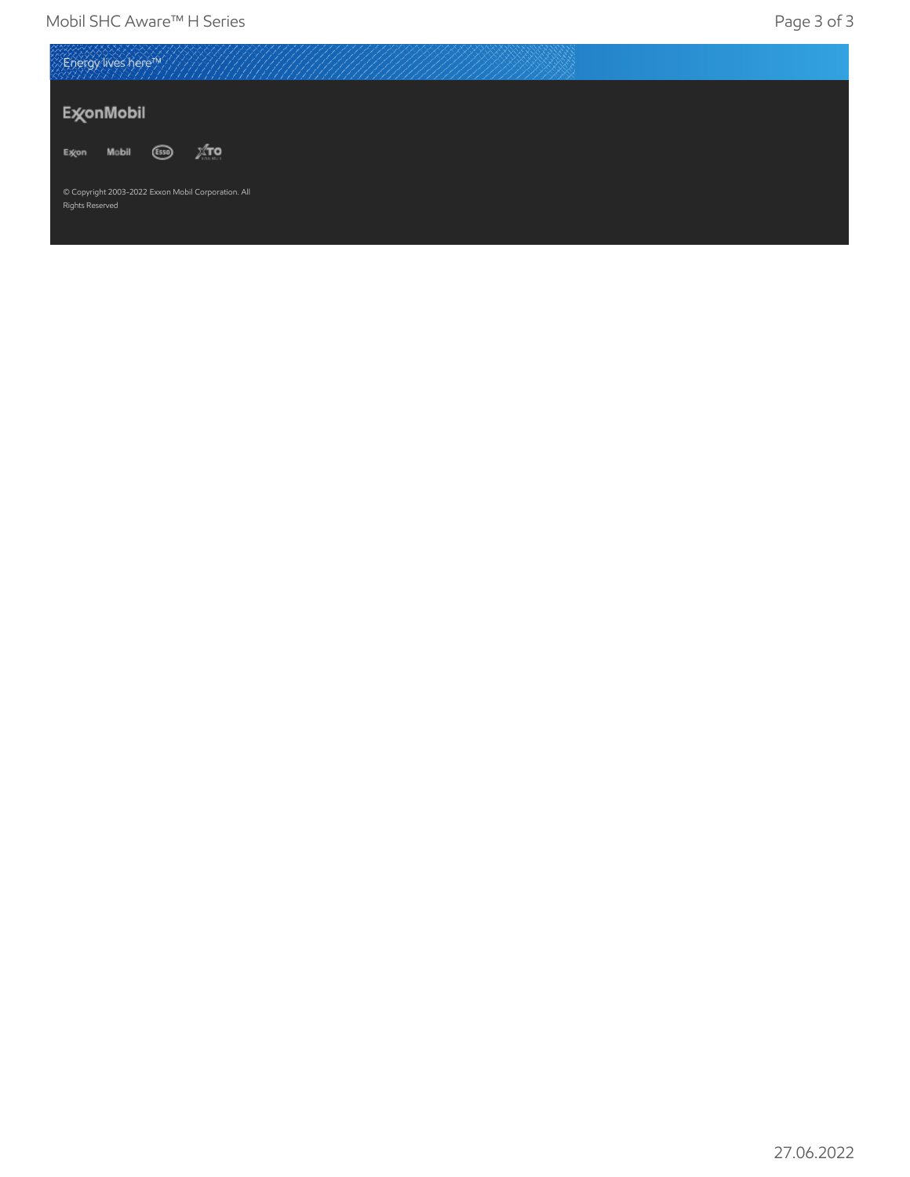Energy lives here™

ExxonMobil

Exxon Mobil Esso XTO

© Copyright 2003-2022 Exxon Mobil Corporation. All Rights Reserved